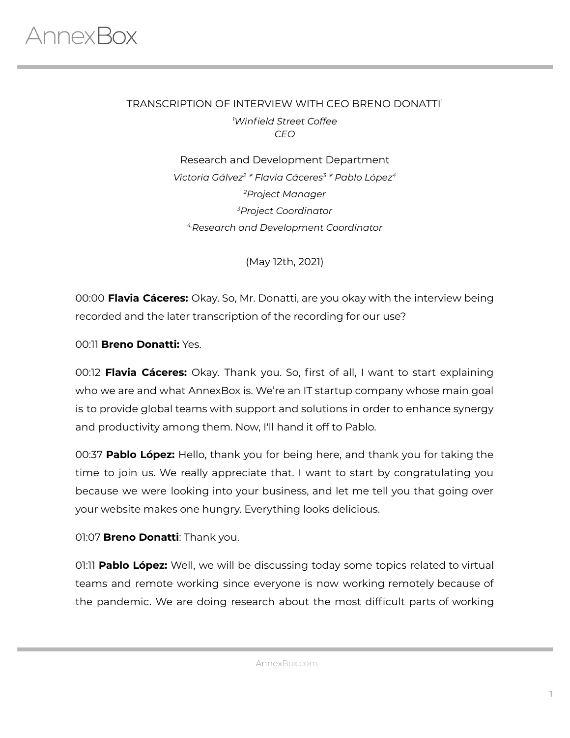AnnexBox

TRANSCRIPTION OF INTERVIEW WITH CEO BRENO DONATTI[1]

[1]*Winfield Street Coffee*
*CEO*

Research and Development Department

*Victoria Gálvez[2] * Flavia Cáceres[3] * Pablo López[4]*

[2]*Project Manager*

[3]*Project Coordinator*

[4]*Research and Development Coordinator*

(May 12th, 2021)

00:00 **Flavia Cáceres:** Okay. So, Mr. Donatti, are you okay with the interview being recorded and the later transcription of the recording for our use?

00:11 **Breno Donatti:** Yes.

00:12 **Flavia Cáceres:** Okay. Thank you. So, first of all, I want to start explaining who we are and what AnnexBox is. We're an IT startup company whose main goal is to provide global teams with support and solutions in order to enhance synergy and productivity among them. Now, I'll hand it off to Pablo.

00:37 **Pablo López:** Hello, thank you for being here, and thank you for taking the time to join us. We really appreciate that. I want to start by congratulating you because we were looking into your business, and let me tell you that going over your website makes one hungry. Everything looks delicious.

01:07 **Breno Donatti**: Thank you.

01:11 **Pablo López:** Well, we will be discussing today some topics related to virtual teams and remote working since everyone is now working remotely because of the pandemic. We are doing research about the most difficult parts of working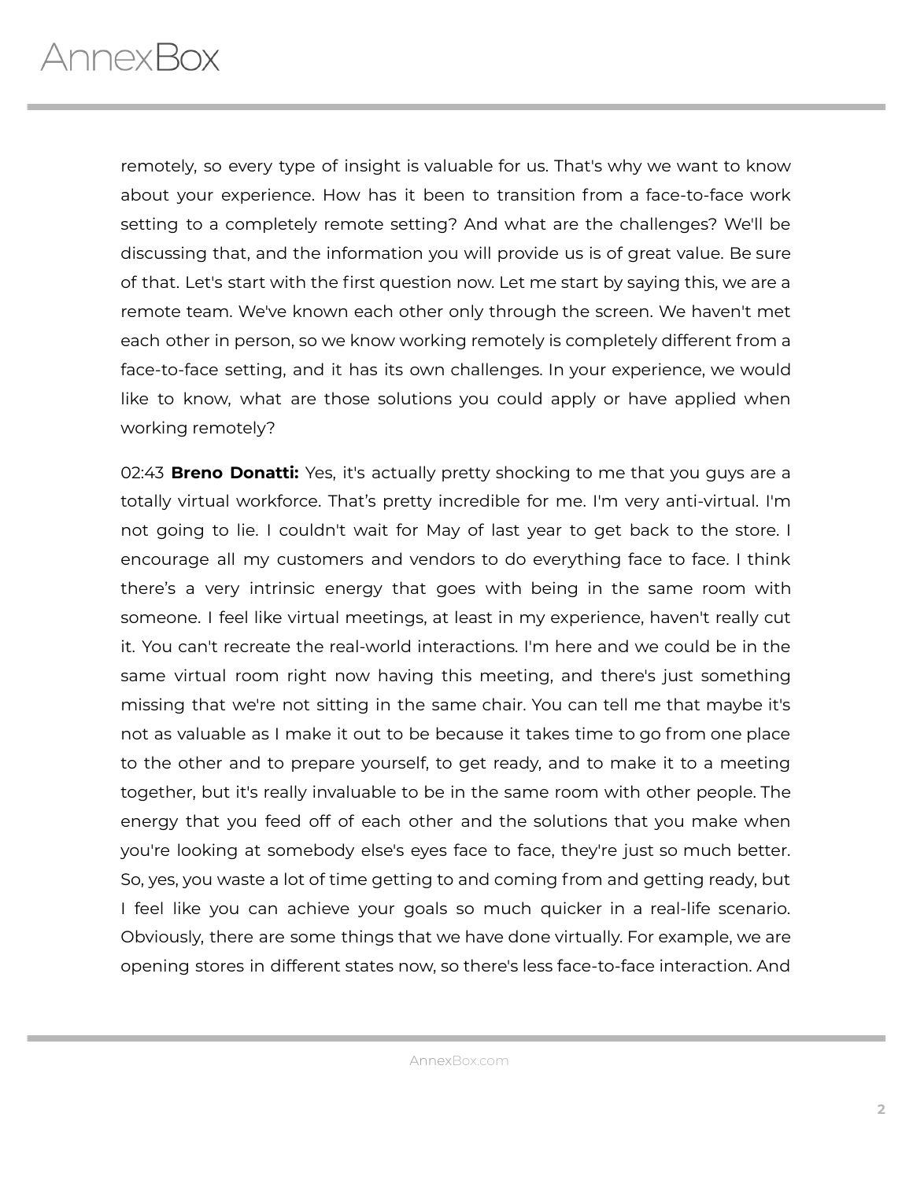remotely, so every type of insight is valuable for us. That's why we want to know about your experience. How has it been to transition from a face-to-face work setting to a completely remote setting? And what are the challenges? We'll be discussing that, and the information you will provide us is of great value. Be sure of that. Let's start with the first question now. Let me start by saying this, we are a remote team. We've known each other only through the screen. We haven't met each other in person, so we know working remotely is completely different from a face-to-face setting, and it has its own challenges. In your experience, we would like to know, what are those solutions you could apply or have applied when working remotely?

02:43 **Breno Donatti:** Yes, it's actually pretty shocking to me that you guys are a totally virtual workforce. That's pretty incredible for me. I'm very anti-virtual. I'm not going to lie. I couldn't wait for May of last year to get back to the store. I encourage all my customers and vendors to do everything face to face. I think there's a very intrinsic energy that goes with being in the same room with someone. I feel like virtual meetings, at least in my experience, haven't really cut it. You can't recreate the real-world interactions. I'm here and we could be in the same virtual room right now having this meeting, and there's just something missing that we're not sitting in the same chair. You can tell me that maybe it's not as valuable as I make it out to be because it takes time to go from one place to the other and to prepare yourself, to get ready, and to make it to a meeting together, but it's really invaluable to be in the same room with other people. The energy that you feed off of each other and the solutions that you make when you're looking at somebody else's eyes face to face, they're just so much better. So, yes, you waste a lot of time getting to and coming from and getting ready, but I feel like you can achieve your goals so much quicker in a real-life scenario. Obviously, there are some things that we have done virtually. For example, we are opening stores in different states now, so there's less face-to-face interaction. And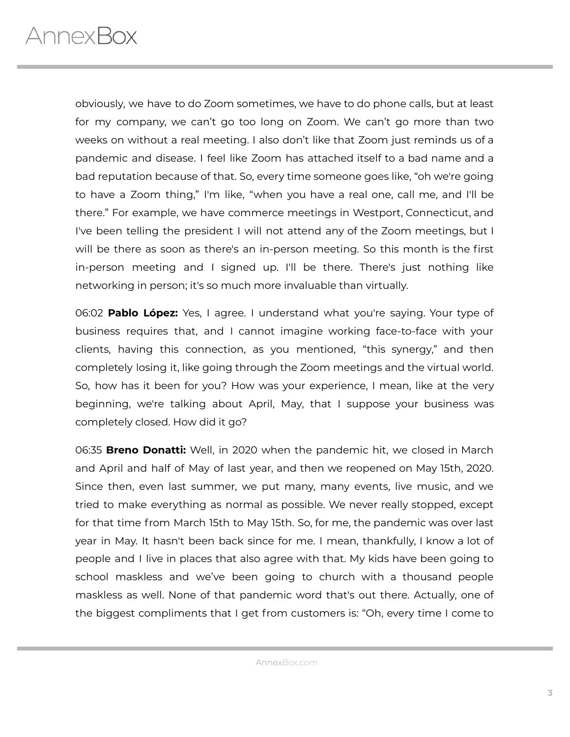obviously, we have to do Zoom sometimes, we have to do phone calls, but at least for my company, we can't go too long on Zoom. We can't go more than two weeks on without a real meeting. I also don't like that Zoom just reminds us of a pandemic and disease. I feel like Zoom has attached itself to a bad name and a bad reputation because of that. So, every time someone goes like, "oh we're going to have a Zoom thing," I'm like, "when you have a real one, call me, and I'll be there." For example, we have commerce meetings in Westport, Connecticut, and I've been telling the president I will not attend any of the Zoom meetings, but I will be there as soon as there's an in-person meeting. So this month is the first in-person meeting and I signed up. I'll be there. There's just nothing like networking in person; it's so much more invaluable than virtually.

06:02 **Pablo López:** Yes, I agree. I understand what you're saying. Your type of business requires that, and I cannot imagine working face-to-face with your clients, having this connection, as you mentioned, "this synergy," and then completely losing it, like going through the Zoom meetings and the virtual world. So, how has it been for you? How was your experience, I mean, like at the very beginning, we're talking about April, May, that I suppose your business was completely closed. How did it go?

06:35 **Breno Donatti:** Well, in 2020 when the pandemic hit, we closed in March and April and half of May of last year, and then we reopened on May 15th, 2020. Since then, even last summer, we put many, many events, live music, and we tried to make everything as normal as possible. We never really stopped, except for that time from March 15th to May 15th. So, for me, the pandemic was over last year in May. It hasn't been back since for me. I mean, thankfully, I know a lot of people and I live in places that also agree with that. My kids have been going to school maskless and we've been going to church with a thousand people maskless as well. None of that pandemic word that's out there. Actually, one of the biggest compliments that I get from customers is: "Oh, every time I come to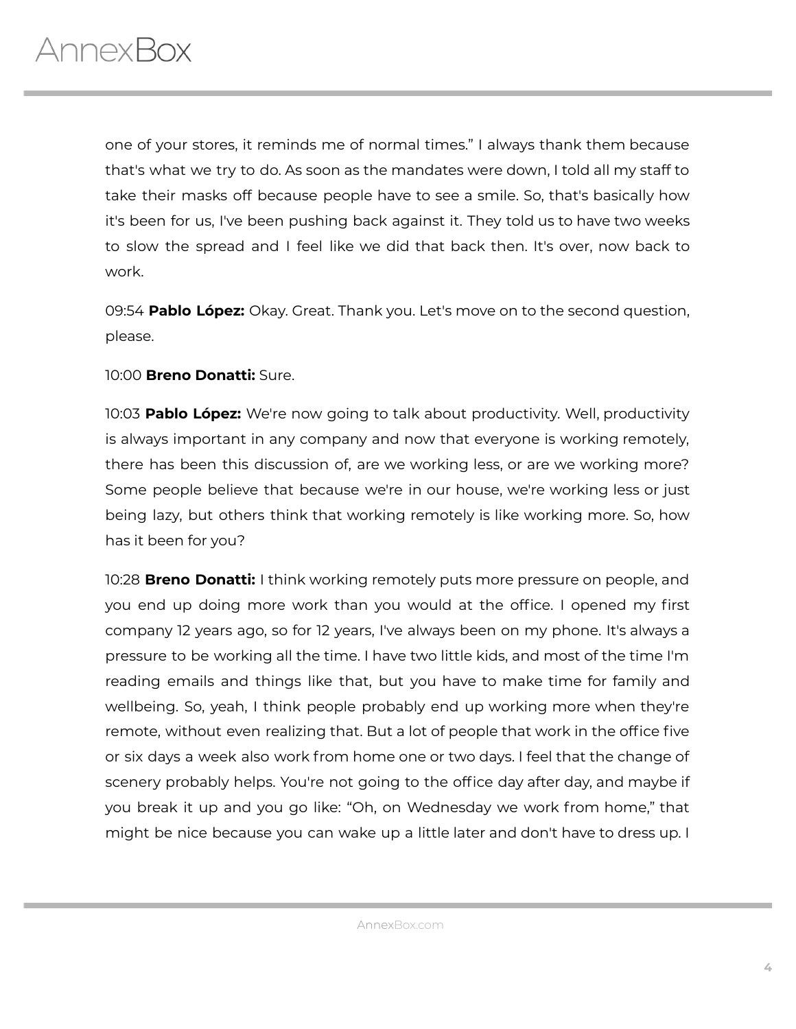one of your stores, it reminds me of normal times." I always thank them because that's what we try to do. As soon as the mandates were down, I told all my staff to take their masks off because people have to see a smile. So, that's basically how it's been for us, I've been pushing back against it. They told us to have two weeks to slow the spread and I feel like we did that back then. It's over, now back to work.

09:54 **Pablo López:** Okay. Great. Thank you. Let's move on to the second question, please.

10:00 **Breno Donatti:** Sure.

10:03 **Pablo López:** We're now going to talk about productivity. Well, productivity is always important in any company and now that everyone is working remotely, there has been this discussion of, are we working less, or are we working more? Some people believe that because we're in our house, we're working less or just being lazy, but others think that working remotely is like working more. So, how has it been for you?

10:28 **Breno Donatti:** I think working remotely puts more pressure on people, and you end up doing more work than you would at the office. I opened my first company 12 years ago, so for 12 years, I've always been on my phone. It's always a pressure to be working all the time. I have two little kids, and most of the time I'm reading emails and things like that, but you have to make time for family and wellbeing. So, yeah, I think people probably end up working more when they're remote, without even realizing that. But a lot of people that work in the office five or six days a week also work from home one or two days. I feel that the change of scenery probably helps. You're not going to the office day after day, and maybe if you break it up and you go like: "Oh, on Wednesday we work from home," that might be nice because you can wake up a little later and don't have to dress up. I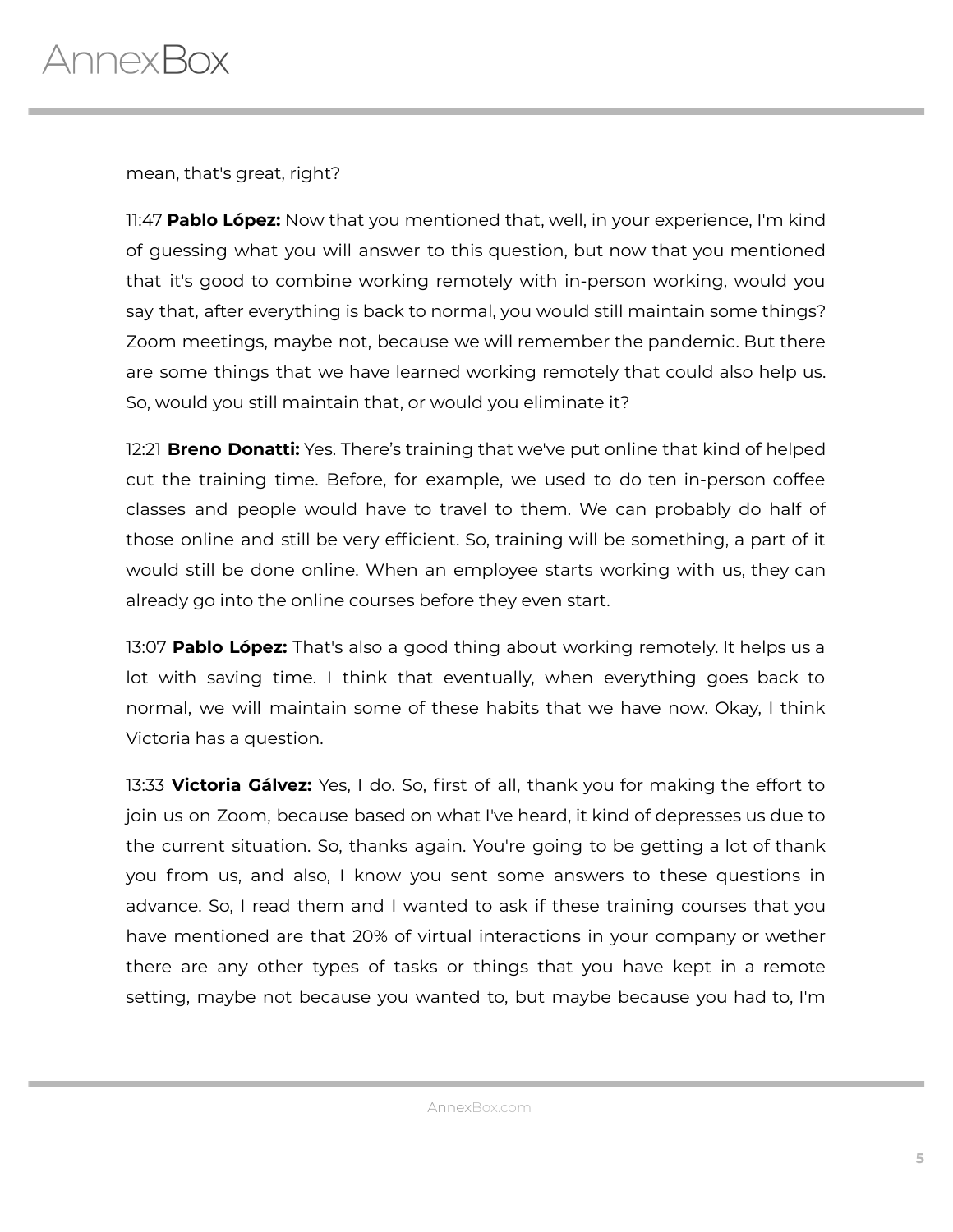mean, that's great, right?

11:47 **Pablo López:** Now that you mentioned that, well, in your experience, I'm kind of guessing what you will answer to this question, but now that you mentioned that it's good to combine working remotely with in-person working, would you say that, after everything is back to normal, you would still maintain some things? Zoom meetings, maybe not, because we will remember the pandemic. But there are some things that we have learned working remotely that could also help us. So, would you still maintain that, or would you eliminate it?

12:21 **Breno Donatti:** Yes. There's training that we've put online that kind of helped cut the training time. Before, for example, we used to do ten in-person coffee classes and people would have to travel to them. We can probably do half of those online and still be very efficient. So, training will be something, a part of it would still be done online. When an employee starts working with us, they can already go into the online courses before they even start.

13:07 **Pablo López:** That's also a good thing about working remotely. It helps us a lot with saving time. I think that eventually, when everything goes back to normal, we will maintain some of these habits that we have now. Okay, I think Victoria has a question.

13:33 **Victoria Gálvez:** Yes, I do. So, first of all, thank you for making the effort to join us on Zoom, because based on what I've heard, it kind of depresses us due to the current situation. So, thanks again. You're going to be getting a lot of thank you from us, and also, I know you sent some answers to these questions in advance. So, I read them and I wanted to ask if these training courses that you have mentioned are that 20% of virtual interactions in your company or wether there are any other types of tasks or things that you have kept in a remote setting, maybe not because you wanted to, but maybe because you had to, I'm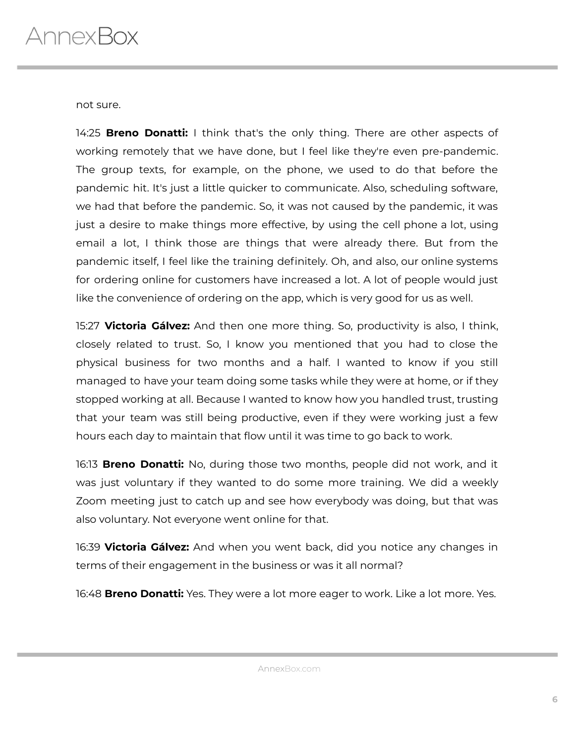not sure.

14:25 **Breno Donatti:** I think that's the only thing. There are other aspects of working remotely that we have done, but I feel like they're even pre-pandemic. The group texts, for example, on the phone, we used to do that before the pandemic hit. It's just a little quicker to communicate. Also, scheduling software, we had that before the pandemic. So, it was not caused by the pandemic, it was just a desire to make things more effective, by using the cell phone a lot, using email a lot, I think those are things that were already there. But from the pandemic itself, I feel like the training definitely. Oh, and also, our online systems for ordering online for customers have increased a lot. A lot of people would just like the convenience of ordering on the app, which is very good for us as well.

15:27 **Victoria Gálvez:** And then one more thing. So, productivity is also, I think, closely related to trust. So, I know you mentioned that you had to close the physical business for two months and a half. I wanted to know if you still managed to have your team doing some tasks while they were at home, or if they stopped working at all. Because I wanted to know how you handled trust, trusting that your team was still being productive, even if they were working just a few hours each day to maintain that flow until it was time to go back to work.

16:13 **Breno Donatti:** No, during those two months, people did not work, and it was just voluntary if they wanted to do some more training. We did a weekly Zoom meeting just to catch up and see how everybody was doing, but that was also voluntary. Not everyone went online for that.

16:39 **Victoria Gálvez:** And when you went back, did you notice any changes in terms of their engagement in the business or was it all normal?

16:48 **Breno Donatti:** Yes. They were a lot more eager to work. Like a lot more. Yes.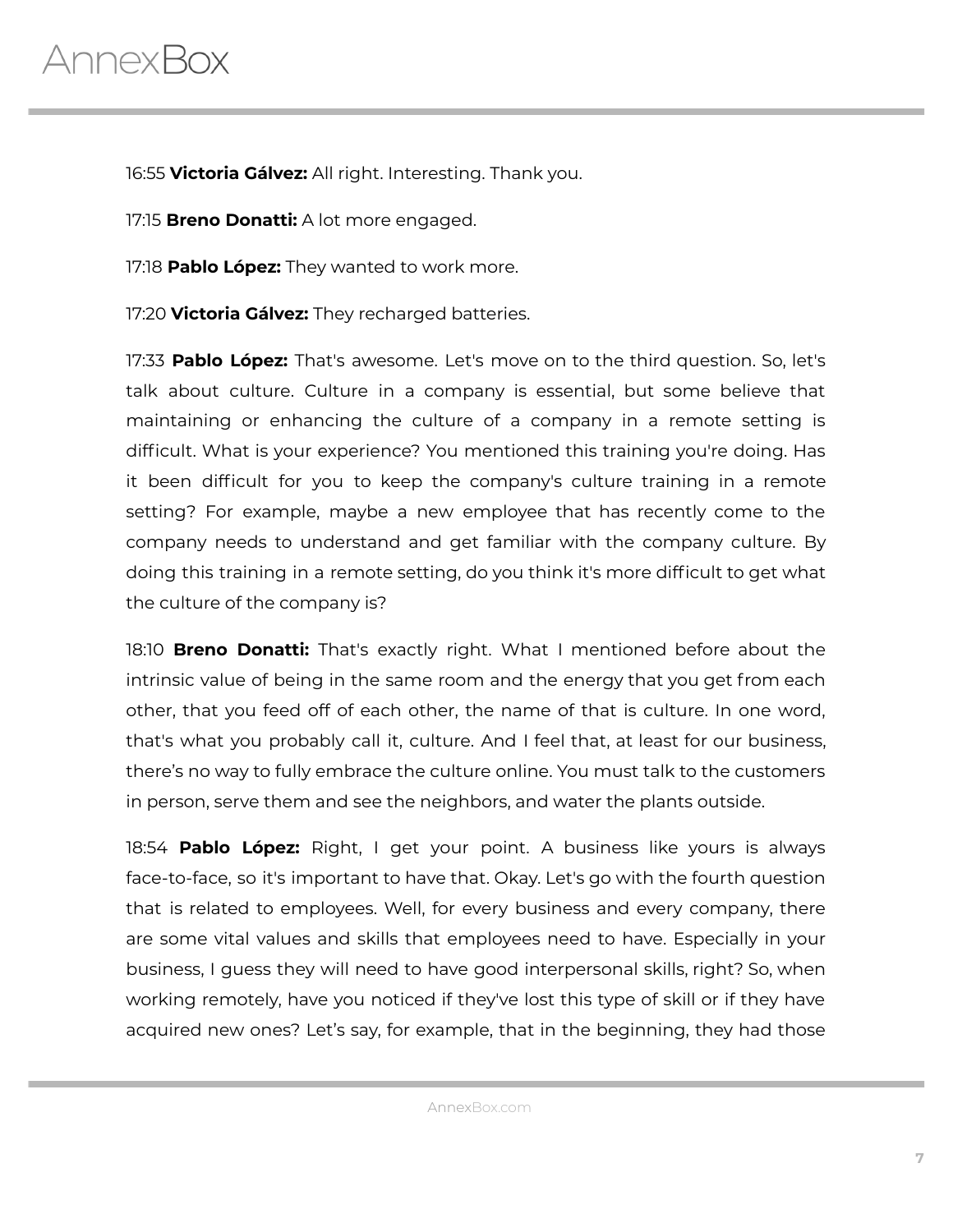16:55 **Victoria Gálvez:** All right. Interesting. Thank you.

17:15 **Breno Donatti:** A lot more engaged.

17:18 **Pablo López:** They wanted to work more.

17:20 **Victoria Gálvez:** They recharged batteries.

17:33 **Pablo López:** That's awesome. Let's move on to the third question. So, let's talk about culture. Culture in a company is essential, but some believe that maintaining or enhancing the culture of a company in a remote setting is difficult. What is your experience? You mentioned this training you're doing. Has it been difficult for you to keep the company's culture training in a remote setting? For example, maybe a new employee that has recently come to the company needs to understand and get familiar with the company culture. By doing this training in a remote setting, do you think it's more difficult to get what the culture of the company is?

18:10 **Breno Donatti:** That's exactly right. What I mentioned before about the intrinsic value of being in the same room and the energy that you get from each other, that you feed off of each other, the name of that is culture. In one word, that's what you probably call it, culture. And I feel that, at least for our business, there's no way to fully embrace the culture online. You must talk to the customers in person, serve them and see the neighbors, and water the plants outside.

18:54 **Pablo López:** Right, I get your point. A business like yours is always face-to-face, so it's important to have that. Okay. Let's go with the fourth question that is related to employees. Well, for every business and every company, there are some vital values and skills that employees need to have. Especially in your business, I guess they will need to have good interpersonal skills, right? So, when working remotely, have you noticed if they've lost this type of skill or if they have acquired new ones? Let's say, for example, that in the beginning, they had those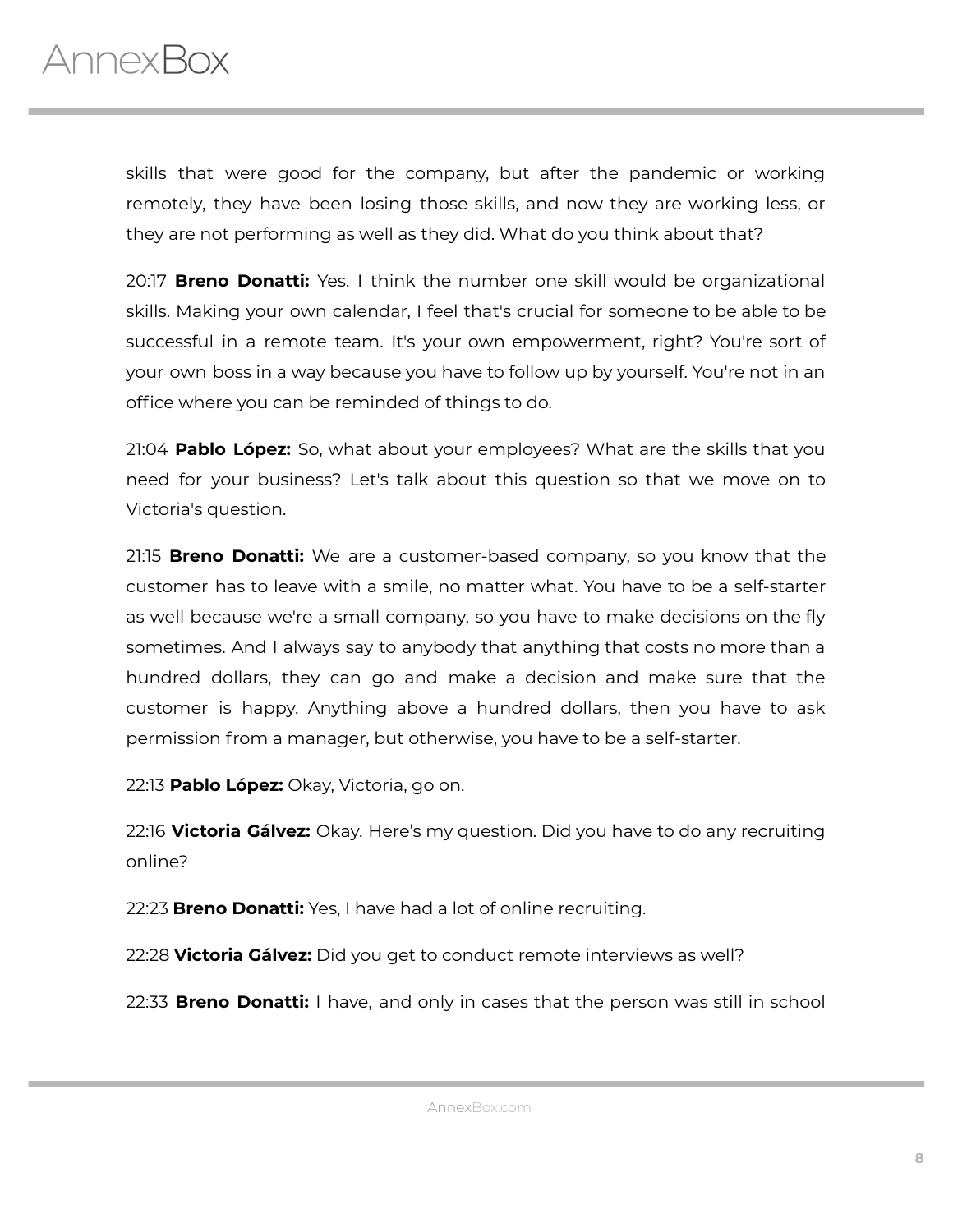skills that were good for the company, but after the pandemic or working remotely, they have been losing those skills, and now they are working less, or they are not performing as well as they did. What do you think about that?

20:17 **Breno Donatti:** Yes. I think the number one skill would be organizational skills. Making your own calendar, I feel that's crucial for someone to be able to be successful in a remote team. It's your own empowerment, right? You're sort of your own boss in a way because you have to follow up by yourself. You're not in an office where you can be reminded of things to do.

21:04 **Pablo López:** So, what about your employees? What are the skills that you need for your business? Let's talk about this question so that we move on to Victoria's question.

21:15 **Breno Donatti:** We are a customer-based company, so you know that the customer has to leave with a smile, no matter what. You have to be a self-starter as well because we're a small company, so you have to make decisions on the fly sometimes. And I always say to anybody that anything that costs no more than a hundred dollars, they can go and make a decision and make sure that the customer is happy. Anything above a hundred dollars, then you have to ask permission from a manager, but otherwise, you have to be a self-starter.

22:13 **Pablo López:** Okay, Victoria, go on.

22:16 **Victoria Gálvez:** Okay. Here's my question. Did you have to do any recruiting online?

22:23 **Breno Donatti:** Yes, I have had a lot of online recruiting.

22:28 **Victoria Gálvez:** Did you get to conduct remote interviews as well?

22:33 **Breno Donatti:** I have, and only in cases that the person was still in school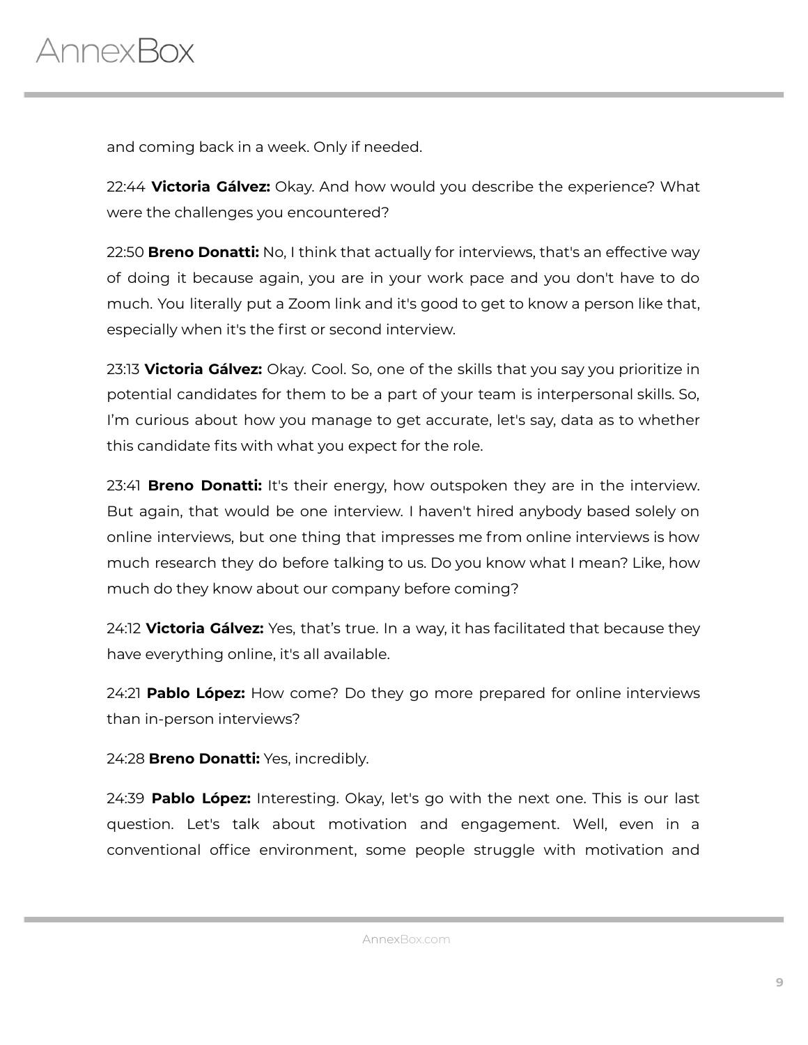and coming back in a week. Only if needed.

22:44 **Victoria Gálvez:** Okay. And how would you describe the experience? What were the challenges you encountered?

22:50 **Breno Donatti:** No, I think that actually for interviews, that's an effective way of doing it because again, you are in your work pace and you don't have to do much. You literally put a Zoom link and it's good to get to know a person like that, especially when it's the first or second interview.

23:13 **Victoria Gálvez:** Okay. Cool. So, one of the skills that you say you prioritize in potential candidates for them to be a part of your team is interpersonal skills. So, I'm curious about how you manage to get accurate, let's say, data as to whether this candidate fits with what you expect for the role.

23:41 **Breno Donatti:** It's their energy, how outspoken they are in the interview. But again, that would be one interview. I haven't hired anybody based solely on online interviews, but one thing that impresses me from online interviews is how much research they do before talking to us. Do you know what I mean? Like, how much do they know about our company before coming?

24:12 **Victoria Gálvez:** Yes, that's true. In a way, it has facilitated that because they have everything online, it's all available.

24:21 **Pablo López:** How come? Do they go more prepared for online interviews than in-person interviews?

24:28 **Breno Donatti:** Yes, incredibly.

24:39 **Pablo López:** Interesting. Okay, let's go with the next one. This is our last question. Let's talk about motivation and engagement. Well, even in a conventional office environment, some people struggle with motivation and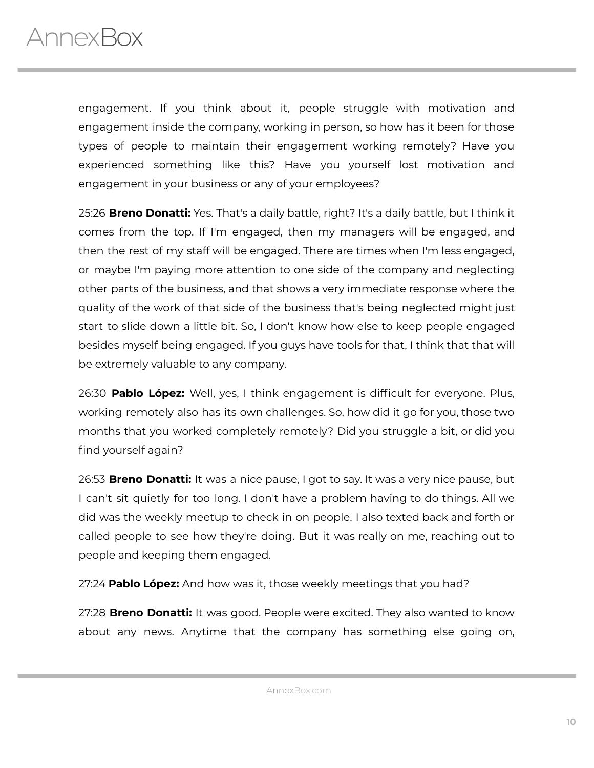engagement. If you think about it, people struggle with motivation and engagement inside the company, working in person, so how has it been for those types of people to maintain their engagement working remotely? Have you experienced something like this? Have you yourself lost motivation and engagement in your business or any of your employees?

25:26 **Breno Donatti:** Yes. That's a daily battle, right? It's a daily battle, but I think it comes from the top. If I'm engaged, then my managers will be engaged, and then the rest of my staff will be engaged. There are times when I'm less engaged, or maybe I'm paying more attention to one side of the company and neglecting other parts of the business, and that shows a very immediate response where the quality of the work of that side of the business that's being neglected might just start to slide down a little bit. So, I don't know how else to keep people engaged besides myself being engaged. If you guys have tools for that, I think that that will be extremely valuable to any company.

26:30 **Pablo López:** Well, yes, I think engagement is difficult for everyone. Plus, working remotely also has its own challenges. So, how did it go for you, those two months that you worked completely remotely? Did you struggle a bit, or did you find yourself again?

26:53 **Breno Donatti:** It was a nice pause, I got to say. It was a very nice pause, but I can't sit quietly for too long. I don't have a problem having to do things. All we did was the weekly meetup to check in on people. I also texted back and forth or called people to see how they're doing. But it was really on me, reaching out to people and keeping them engaged.

27:24 **Pablo López:** And how was it, those weekly meetings that you had?

27:28 **Breno Donatti:** It was good. People were excited. They also wanted to know about any news. Anytime that the company has something else going on,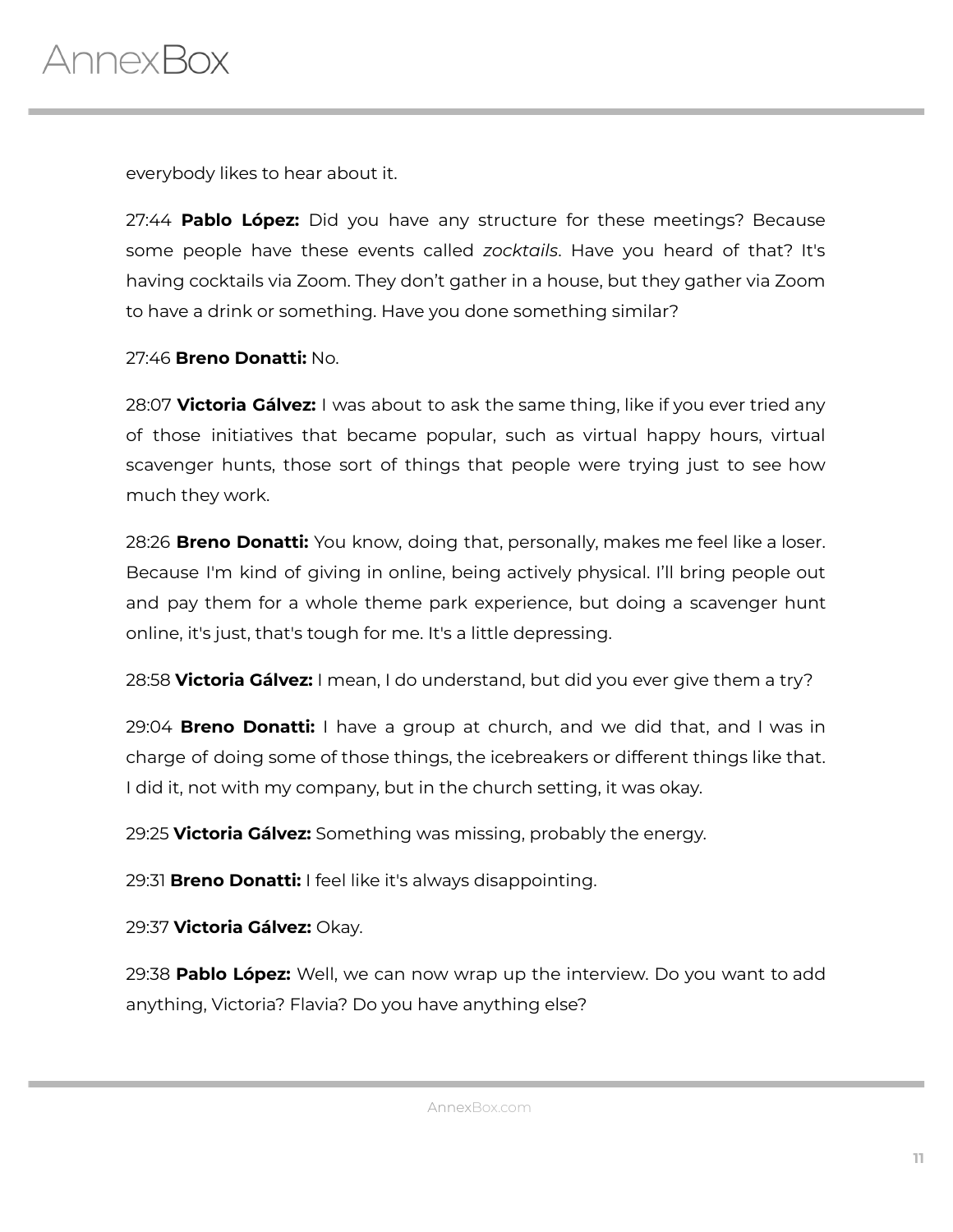everybody likes to hear about it.

27:44 **Pablo López:** Did you have any structure for these meetings? Because some people have these events called *zocktails*. Have you heard of that? It's having cocktails via Zoom. They don't gather in a house, but they gather via Zoom to have a drink or something. Have you done something similar?

27:46 **Breno Donatti:** No.

28:07 **Victoria Gálvez:** I was about to ask the same thing, like if you ever tried any of those initiatives that became popular, such as virtual happy hours, virtual scavenger hunts, those sort of things that people were trying just to see how much they work.

28:26 **Breno Donatti:** You know, doing that, personally, makes me feel like a loser. Because I'm kind of giving in online, being actively physical. I'll bring people out and pay them for a whole theme park experience, but doing a scavenger hunt online, it's just, that's tough for me. It's a little depressing.

28:58 **Victoria Gálvez:** I mean, I do understand, but did you ever give them a try?

29:04 **Breno Donatti:** I have a group at church, and we did that, and I was in charge of doing some of those things, the icebreakers or different things like that. I did it, not with my company, but in the church setting, it was okay.

29:25 **Victoria Gálvez:** Something was missing, probably the energy.

29:31 **Breno Donatti:** I feel like it's always disappointing.

29:37 **Victoria Gálvez:** Okay.

29:38 **Pablo López:** Well, we can now wrap up the interview. Do you want to add anything, Victoria? Flavia? Do you have anything else?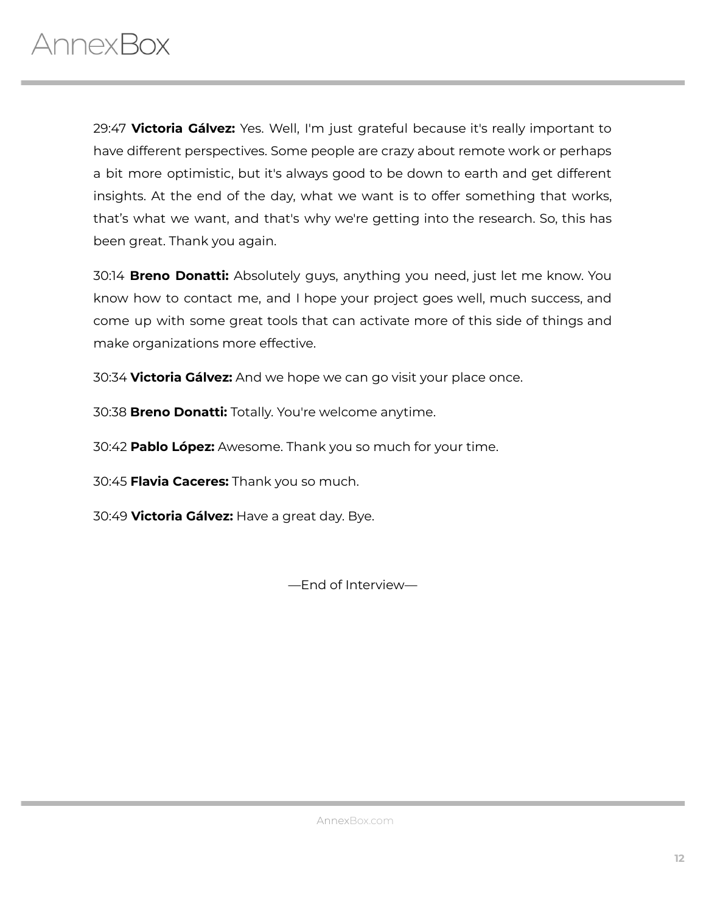29:47 **Victoria Gálvez:** Yes. Well, I'm just grateful because it's really important to have different perspectives. Some people are crazy about remote work or perhaps a bit more optimistic, but it's always good to be down to earth and get different insights. At the end of the day, what we want is to offer something that works, that’s what we want, and that's why we're getting into the research. So, this has been great. Thank you again.

30:14 **Breno Donatti:** Absolutely guys, anything you need, just let me know. You know how to contact me, and I hope your project goes well, much success, and come up with some great tools that can activate more of this side of things and make organizations more effective.

30:34 **Victoria Gálvez:** And we hope we can go visit your place once.

30:38 **Breno Donatti:** Totally. You're welcome anytime.

30:42 **Pablo López:** Awesome. Thank you so much for your time.

30:45 **Flavia Caceres:** Thank you so much.

30:49 **Victoria Gálvez:** Have a great day. Bye.

—End of Interview—